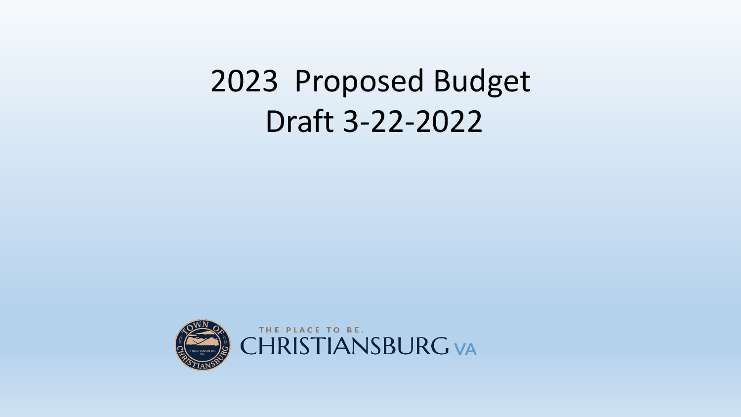# 2023 Proposed Budget
# Draft 3-22-2022

THE PLACE TO BE.
CHRISTIANSBURG VA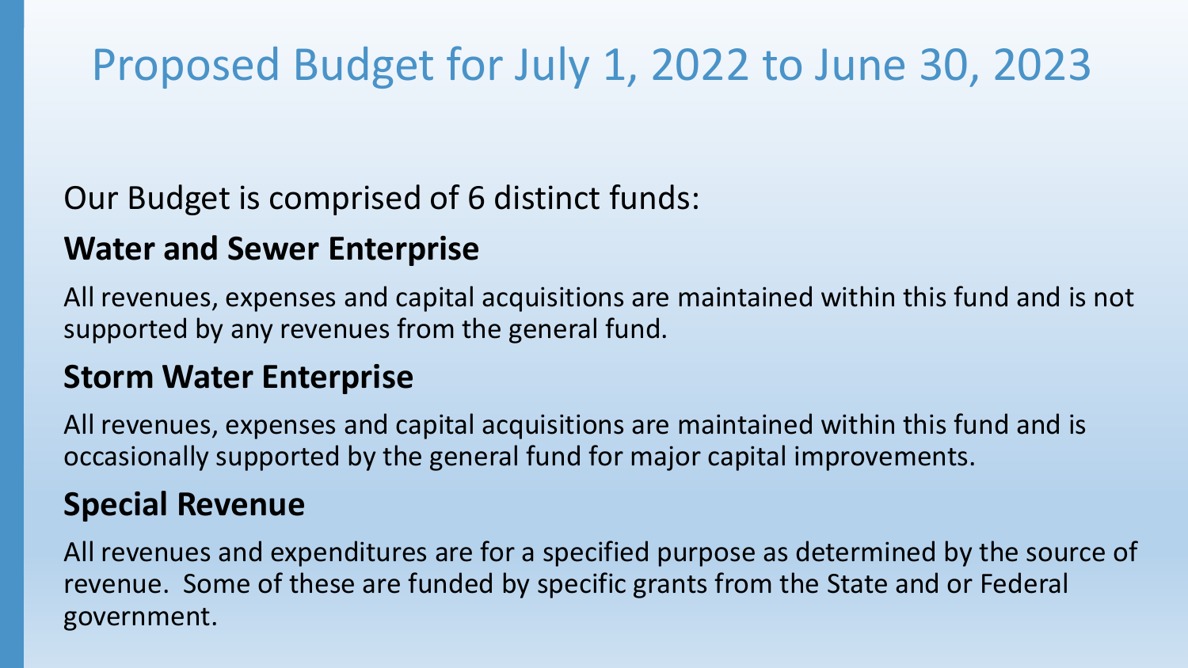# Proposed Budget for July 1, 2022 to June 30, 2023

Our Budget is comprised of 6 distinct funds:

## Water and Sewer Enterprise

All revenues, expenses and capital acquisitions are maintained within this fund and is not supported by any revenues from the general fund.

## Storm Water Enterprise

All revenues, expenses and capital acquisitions are maintained within this fund and is occasionally supported by the general fund for major capital improvements.

## Special Revenue

All revenues and expenditures are for a specified purpose as determined by the source of revenue. Some of these are funded by specific grants from the State and or Federal government.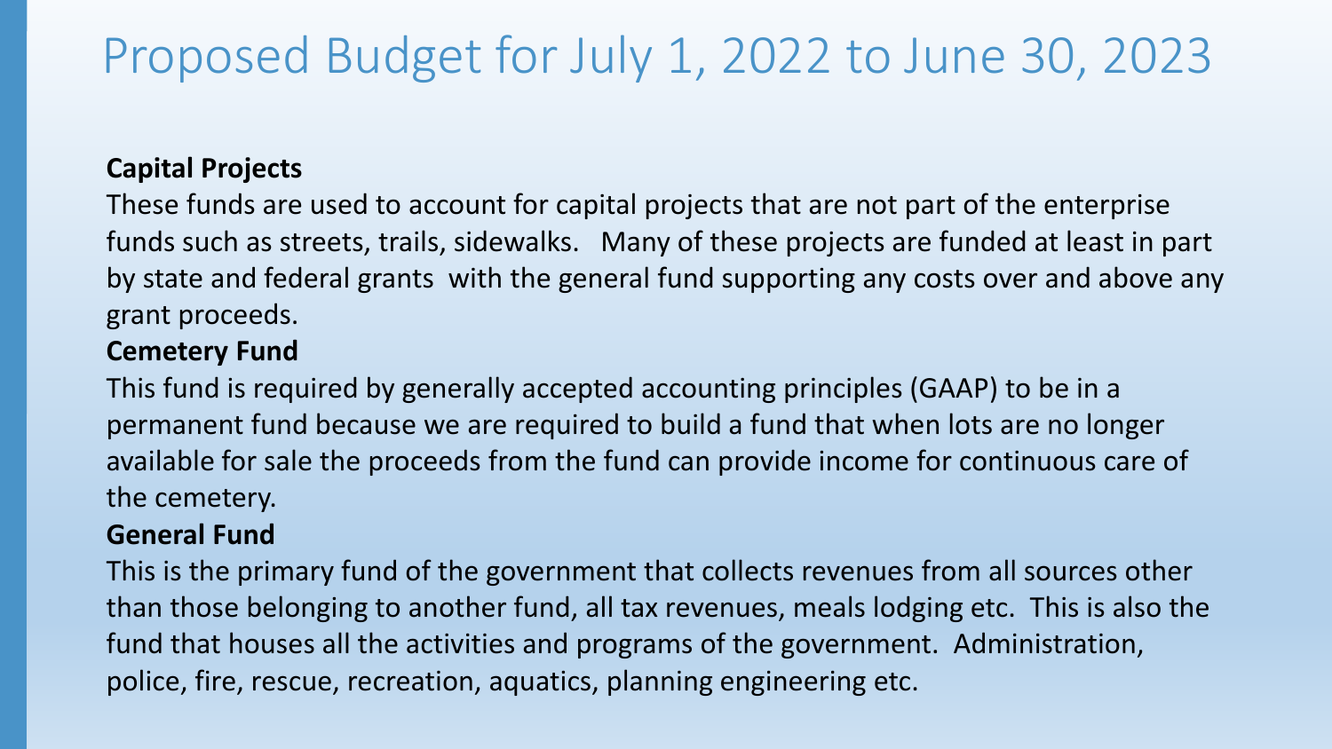# Proposed Budget for July 1, 2022 to June 30, 2023

**Capital Projects**

These funds are used to account for capital projects that are not part of the enterprise funds such as streets, trails, sidewalks. Many of these projects are funded at least in part by state and federal grants with the general fund supporting any costs over and above any grant proceeds.

**Cemetery Fund**

This fund is required by generally accepted accounting principles (GAAP) to be in a permanent fund because we are required to build a fund that when lots are no longer available for sale the proceeds from the fund can provide income for continuous care of the cemetery.

**General Fund**

This is the primary fund of the government that collects revenues from all sources other than those belonging to another fund, all tax revenues, meals lodging etc. This is also the fund that houses all the activities and programs of the government. Administration, police, fire, rescue, recreation, aquatics, planning engineering etc.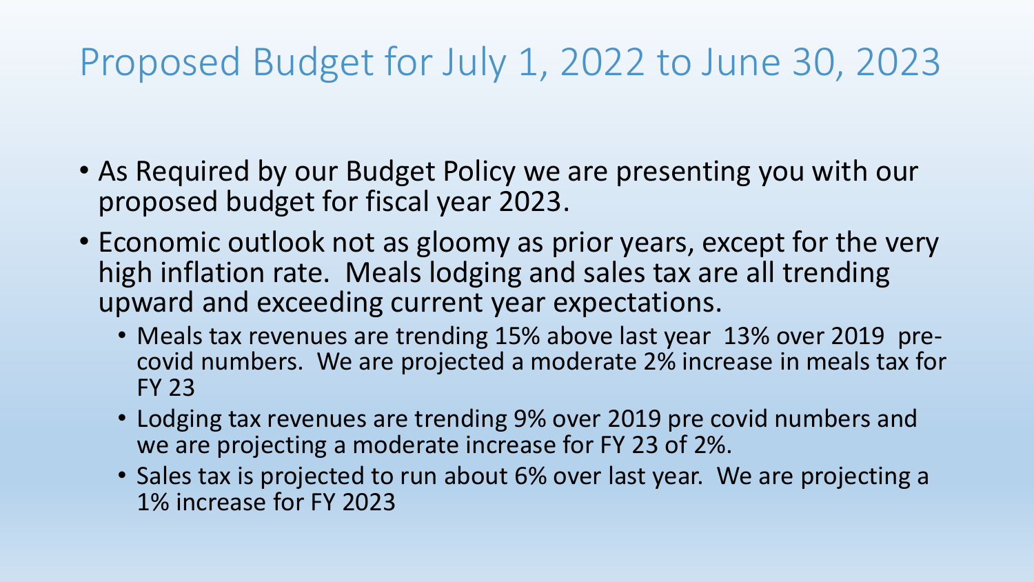# Proposed Budget for July 1, 2022 to June 30, 2023

- As Required by our Budget Policy we are presenting you with our proposed budget for fiscal year 2023.
- Economic outlook not as gloomy as prior years, except for the very high inflation rate.  Meals lodging and sales tax are all trending upward and exceeding current year expectations.
  - Meals tax revenues are trending 15% above last year  13% over 2019  pre-covid numbers.  We are projected a moderate 2% increase in meals tax for FY 23
  - Lodging tax revenues are trending 9% over 2019 pre covid numbers and we are projecting a moderate increase for FY 23 of 2%.
  - Sales tax is projected to run about 6% over last year.  We are projecting a 1% increase for FY 2023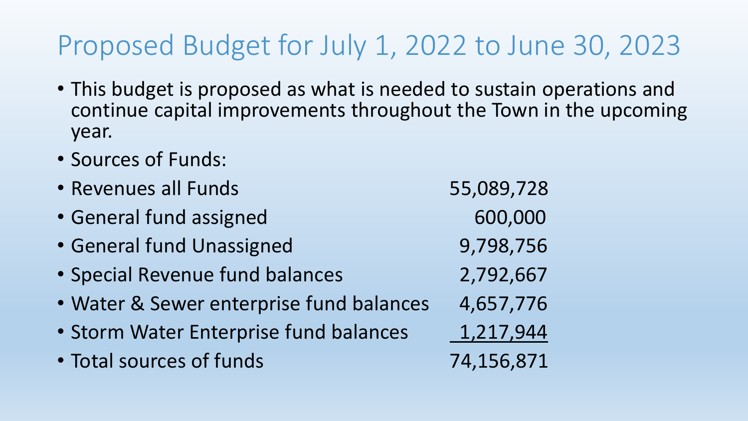# Proposed Budget for July 1, 2022 to June 30, 2023

- This budget is proposed as what is needed to sustain operations and continue capital improvements throughout the Town in the upcoming year.
- Sources of Funds:

| Source | Amount |
|---|---|
| Revenues all Funds | 55,089,728 |
| General fund assigned | 600,000 |
| General fund Unassigned | 9,798,756 |
| Special Revenue fund balances | 2,792,667 |
| Water & Sewer enterprise fund balances | 4,657,776 |
| Storm Water Enterprise fund balances | 1,217,944 |
| Total sources of funds | 74,156,871 |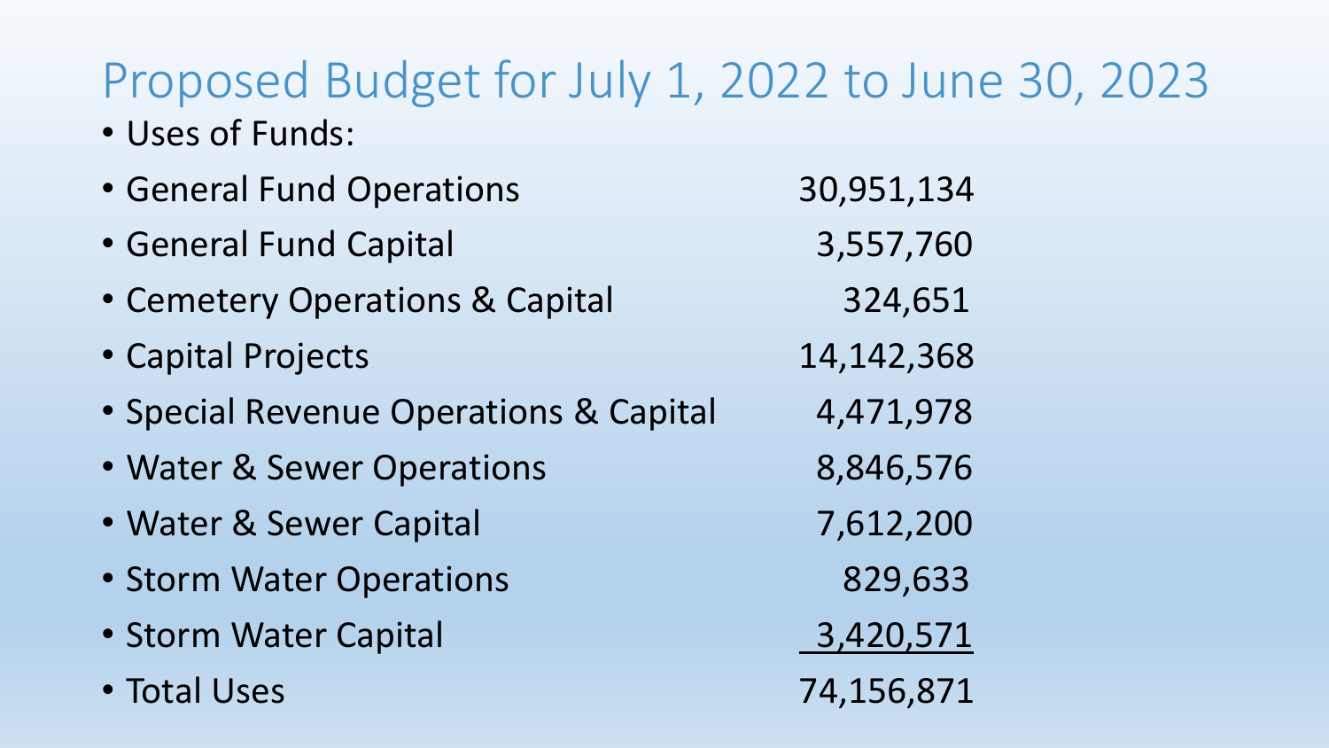# Proposed Budget for July 1, 2022 to June 30, 2023

- Uses of Funds:

| | |
|---|---|
| General Fund Operations | 30,951,134 |
| General Fund Capital | 3,557,760 |
| Cemetery Operations & Capital | 324,651 |
| Capital Projects | 14,142,368 |
| Special Revenue Operations & Capital | 4,471,978 |
| Water & Sewer Operations | 8,846,576 |
| Water & Sewer Capital | 7,612,200 |
| Storm Water Operations | 829,633 |
| Storm Water Capital | 3,420,571 |
| Total Uses | 74,156,871 |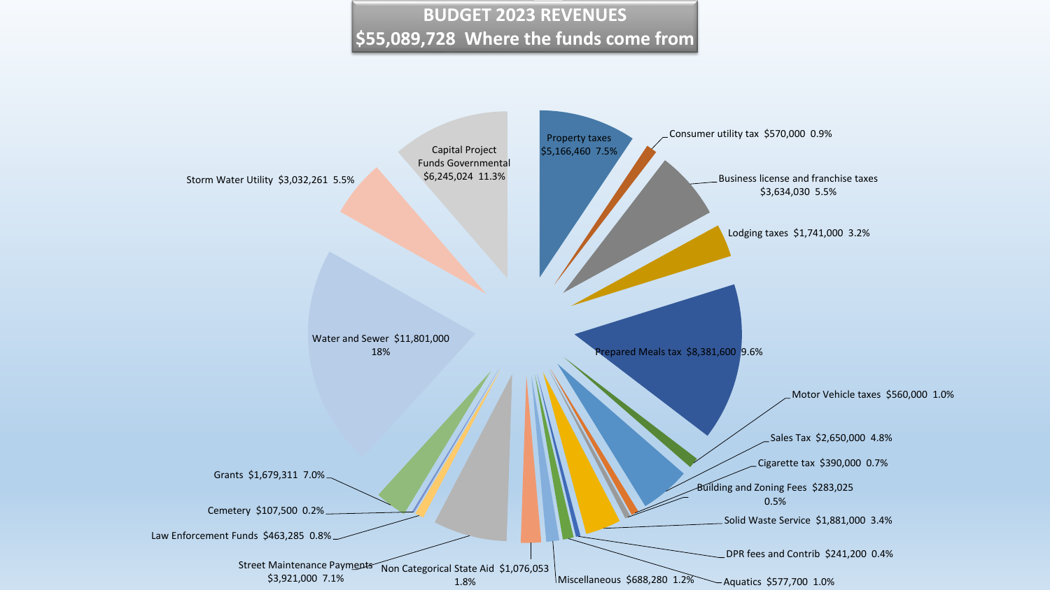# BUDGET 2023 REVENUES
## $55,089,728  Where the funds come from

- Property taxes $5,166,460 7.5%
- Consumer utility tax $570,000 0.9%
- Business license and franchise taxes $3,634,030 5.5%
- Lodging taxes $1,741,000 3.2%
- Prepared Meals tax $8,381,600 9.6%
- Motor Vehicle taxes $560,000 1.0%
- Sales Tax $2,650,000 4.8%
- Cigarette tax $390,000 0.7%
- Building and Zoning Fees $283,025 0.5%
- Solid Waste Service $1,881,000 3.4%
- DPR fees and Contrib $241,200 0.4%
- Aquatics $577,700 1.0%
- Miscellaneous $688,280 1.2%
- Non Categorical State Aid $1,076,053 1.8%
- Street Maintenance Payments $3,921,000 7.1%
- Law Enforcement Funds $463,285 0.8%
- Cemetery $107,500 0.2%
- Grants $1,679,311 7.0%
- Water and Sewer $11,801,000 18%
- Storm Water Utility $3,032,261 5.5%
- Capital Project Funds Governmental $6,245,024 11.3%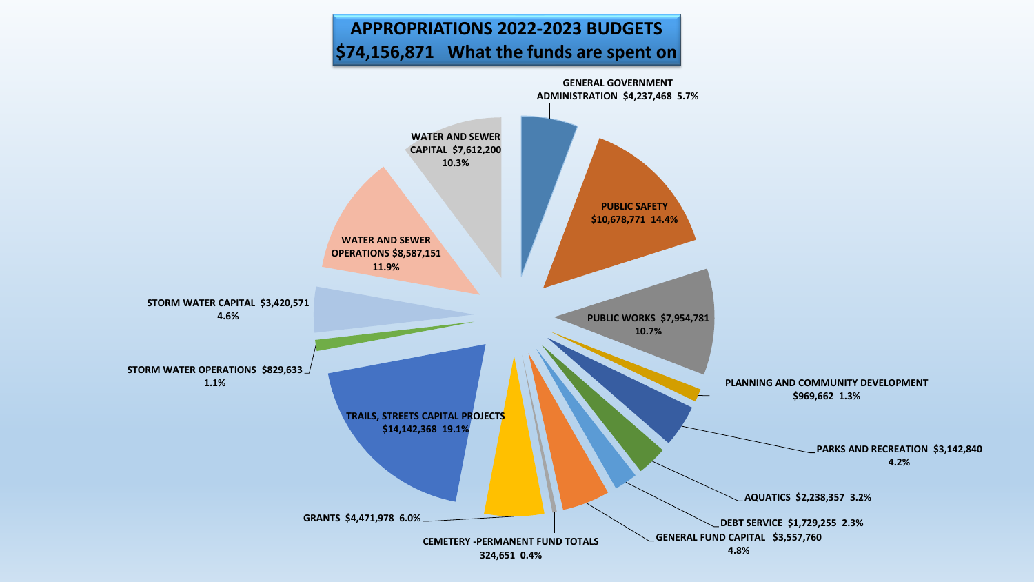# APPROPRIATIONS 2022-2023 BUDGETS
## $74,156,871 What the funds are spent on

GENERAL GOVERNMENT ADMINISTRATION $4,237,468 5.7%

PUBLIC SAFETY $10,678,771 14.4%

PUBLIC WORKS $7,954,781 10.7%

PLANNING AND COMMUNITY DEVELOPMENT $969,662 1.3%

PARKS AND RECREATION $3,142,840 4.2%

AQUATICS $2,238,357 3.2%

DEBT SERVICE $1,729,255 2.3%

GENERAL FUND CAPITAL $3,557,760 4.8%

CEMETERY -PERMANENT FUND TOTALS 324,651 0.4%

GRANTS $4,471,978 6.0%

TRAILS, STREETS CAPITAL PROJECTS $14,142,368 19.1%

STORM WATER OPERATIONS $829,633 1.1%

STORM WATER CAPITAL $3,420,571 4.6%

WATER AND SEWER OPERATIONS $8,587,151 11.9%

WATER AND SEWER CAPITAL $7,612,200 10.3%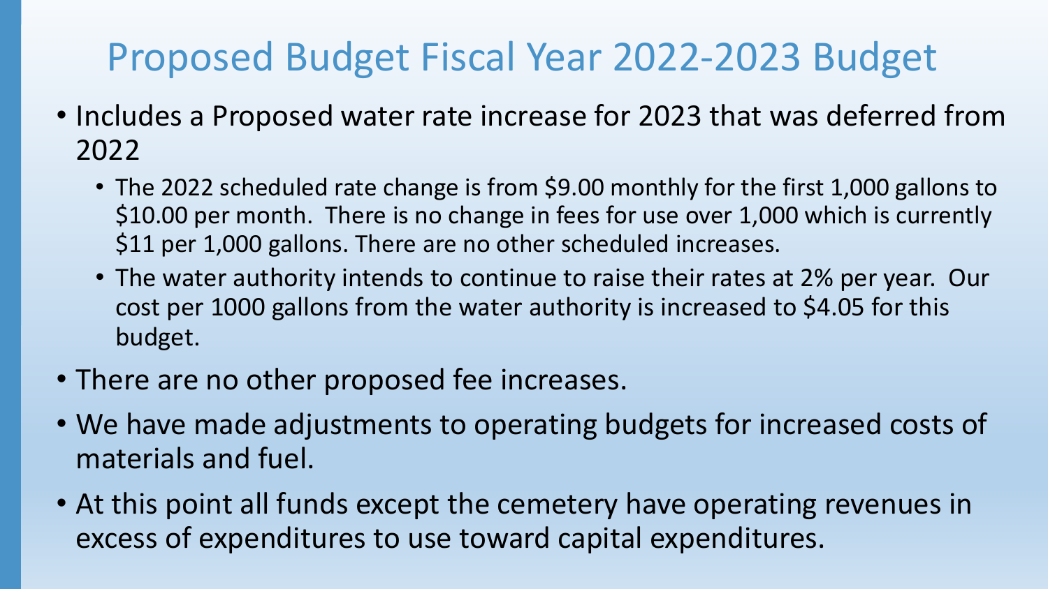# Proposed Budget Fiscal Year 2022-2023 Budget

- Includes a Proposed water rate increase for 2023 that was deferred from 2022
  - The 2022 scheduled rate change is from $9.00 monthly for the first 1,000 gallons to $10.00 per month.  There is no change in fees for use over 1,000 which is currently $11 per 1,000 gallons. There are no other scheduled increases.
  - The water authority intends to continue to raise their rates at 2% per year.  Our cost per 1000 gallons from the water authority is increased to $4.05 for this budget.
- There are no other proposed fee increases.
- We have made adjustments to operating budgets for increased costs of materials and fuel.
- At this point all funds except the cemetery have operating revenues in excess of expenditures to use toward capital expenditures.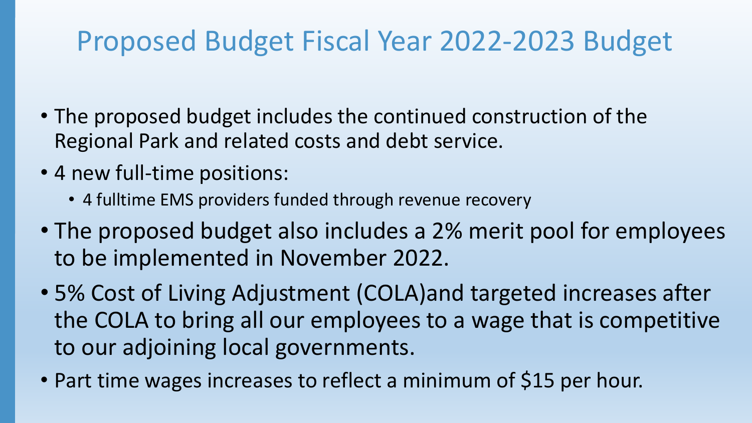# Proposed Budget Fiscal Year 2022-2023 Budget

- The proposed budget includes the continued construction of the Regional Park and related costs and debt service.
- 4 new full-time positions:
  - 4 fulltime EMS providers funded through revenue recovery
- The proposed budget also includes a 2% merit pool for employees to be implemented in November 2022.
- 5% Cost of Living Adjustment (COLA)and targeted increases after the COLA to bring all our employees to a wage that is competitive to our adjoining local governments.
- Part time wages increases to reflect a minimum of $15 per hour.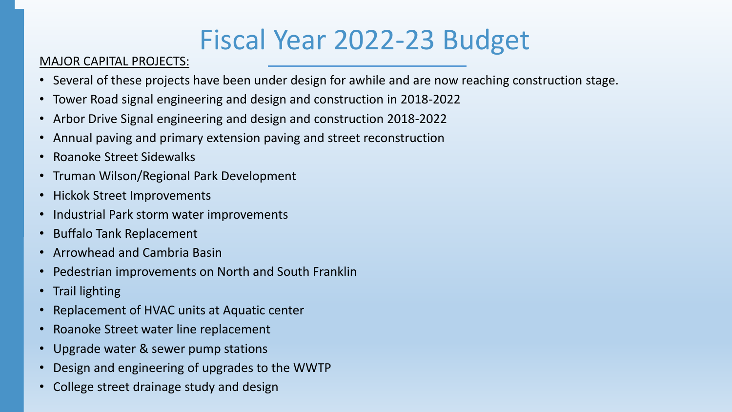# Fiscal Year 2022-23 Budget

MAJOR CAPITAL PROJECTS:

- Several of these projects have been under design for awhile and are now reaching construction stage.
- Tower Road signal engineering and design and construction in 2018-2022
- Arbor Drive Signal engineering and design and construction 2018-2022
- Annual paving and primary extension paving and street reconstruction
- Roanoke Street Sidewalks
- Truman Wilson/Regional Park Development
- Hickok Street Improvements
- Industrial Park storm water improvements
- Buffalo Tank Replacement
- Arrowhead and Cambria Basin
- Pedestrian improvements on North and South Franklin
- Trail lighting
- Replacement of HVAC units at Aquatic center
- Roanoke Street water line replacement
- Upgrade water & sewer pump stations
- Design and engineering of upgrades to the WWTP
- College street drainage study and design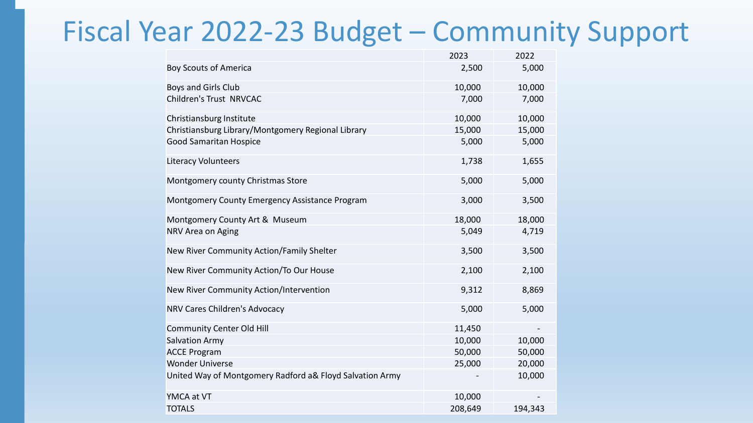# Fiscal Year 2022-23 Budget – Community Support

| | 2023 | 2022 |
|---|---|---|
| Boy Scouts of America | 2,500 | 5,000 |
| Boys and Girls Club | 10,000 | 10,000 |
| Children's Trust NRVCAC | 7,000 | 7,000 |
| Christiansburg Institute | 10,000 | 10,000 |
| Christiansburg Library/Montgomery Regional Library | 15,000 | 15,000 |
| Good Samaritan Hospice | 5,000 | 5,000 |
| Literacy Volunteers | 1,738 | 1,655 |
| Montgomery county Christmas Store | 5,000 | 5,000 |
| Montgomery County Emergency Assistance Program | 3,000 | 3,500 |
| Montgomery County Art & Museum | 18,000 | 18,000 |
| NRV Area on Aging | 5,049 | 4,719 |
| New River Community Action/Family Shelter | 3,500 | 3,500 |
| New River Community Action/To Our House | 2,100 | 2,100 |
| New River Community Action/Intervention | 9,312 | 8,869 |
| NRV Cares Children's Advocacy | 5,000 | 5,000 |
| Community Center Old Hill | 11,450 | - |
| Salvation Army | 10,000 | 10,000 |
| ACCE Program | 50,000 | 50,000 |
| Wonder Universe | 25,000 | 20,000 |
| United Way of Montgomery Radford a& Floyd Salvation Army | - | 10,000 |
| YMCA at VT | 10,000 | - |
| TOTALS | 208,649 | 194,343 |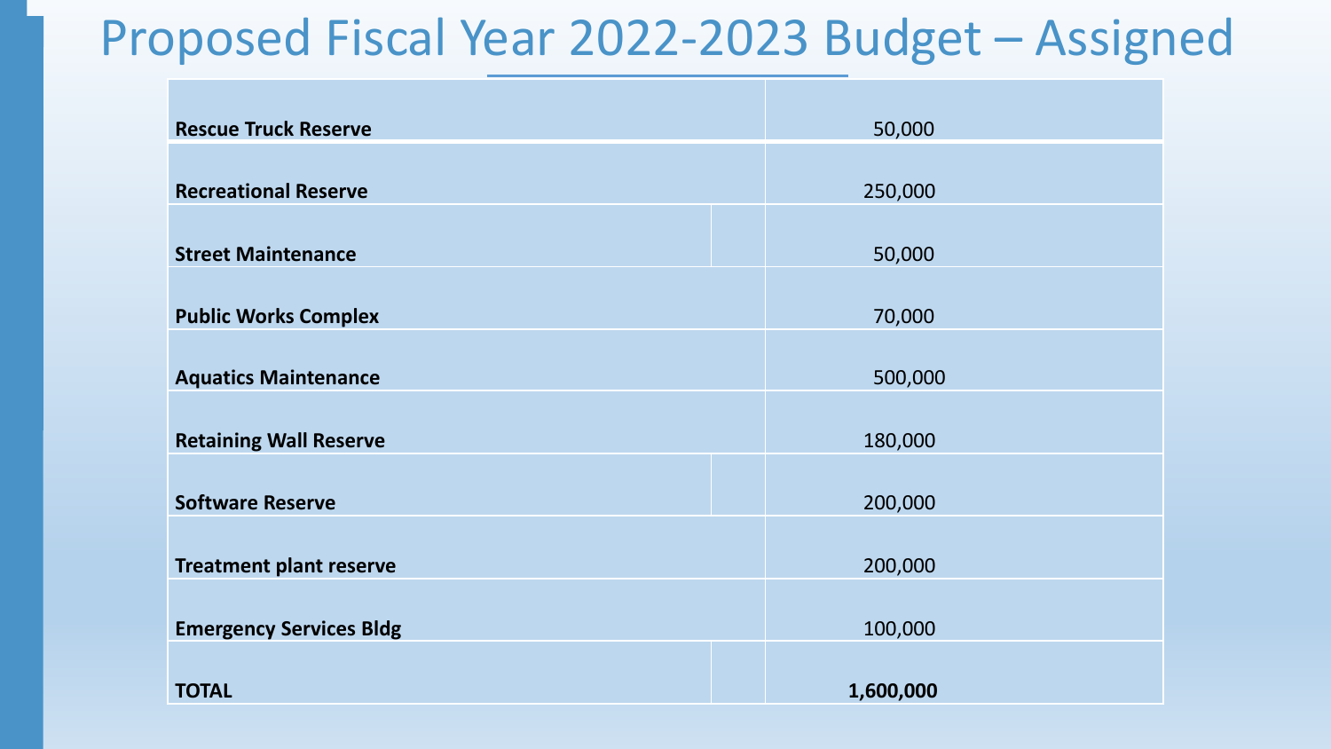# Proposed Fiscal Year 2022-2023 Budget – Assigned

| | |
|---|---|
| **Rescue Truck Reserve** | 50,000 |
| **Recreational Reserve** | 250,000 |
| **Street Maintenance** | 50,000 |
| **Public Works Complex** | 70,000 |
| **Aquatics Maintenance** | 500,000 |
| **Retaining Wall Reserve** | 180,000 |
| **Software Reserve** | 200,000 |
| **Treatment plant reserve** | 200,000 |
| **Emergency Services Bldg** | 100,000 |
| **TOTAL** | **1,600,000** |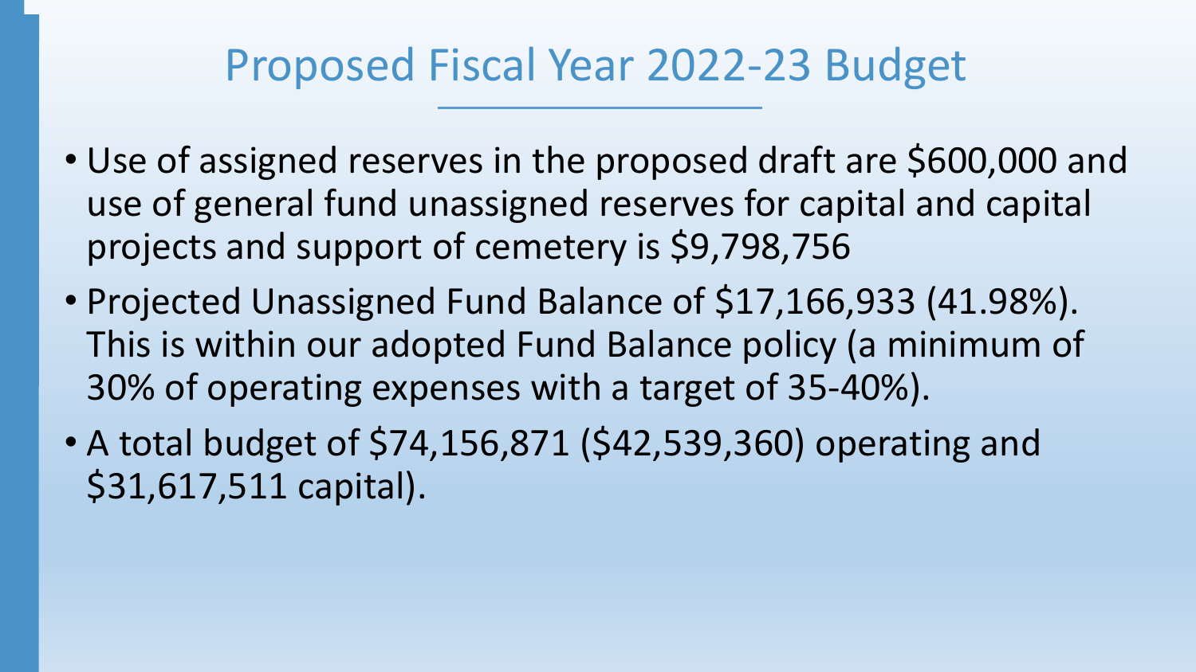# Proposed Fiscal Year 2022-23 Budget

- Use of assigned reserves in the proposed draft are $600,000 and use of general fund unassigned reserves for capital and capital projects and support of cemetery is $9,798,756
- Projected Unassigned Fund Balance of $17,166,933 (41.98%). This is within our adopted Fund Balance policy (a minimum of 30% of operating expenses with a target of 35-40%).
- A total budget of $74,156,871 ($42,539,360) operating and $31,617,511 capital).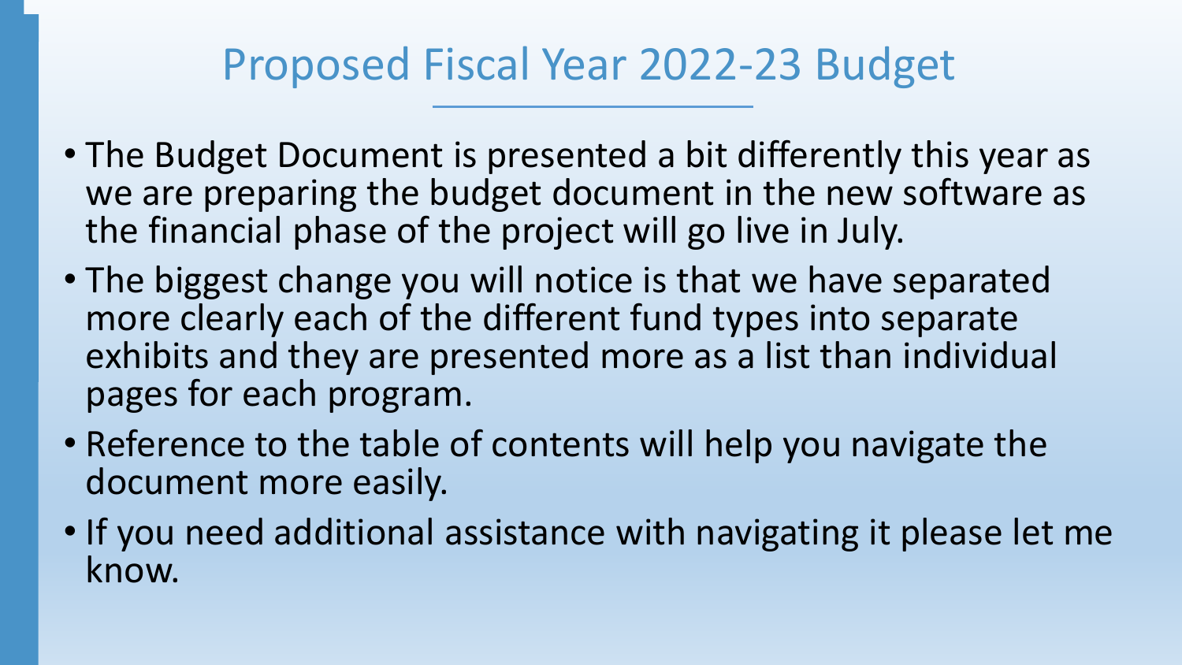# Proposed Fiscal Year 2022-23 Budget

- The Budget Document is presented a bit differently this year as we are preparing the budget document in the new software as the financial phase of the project will go live in July.
- The biggest change you will notice is that we have separated more clearly each of the different fund types into separate exhibits and they are presented more as a list than individual pages for each program.
- Reference to the table of contents will help you navigate the document more easily.
- If you need additional assistance with navigating it please let me know.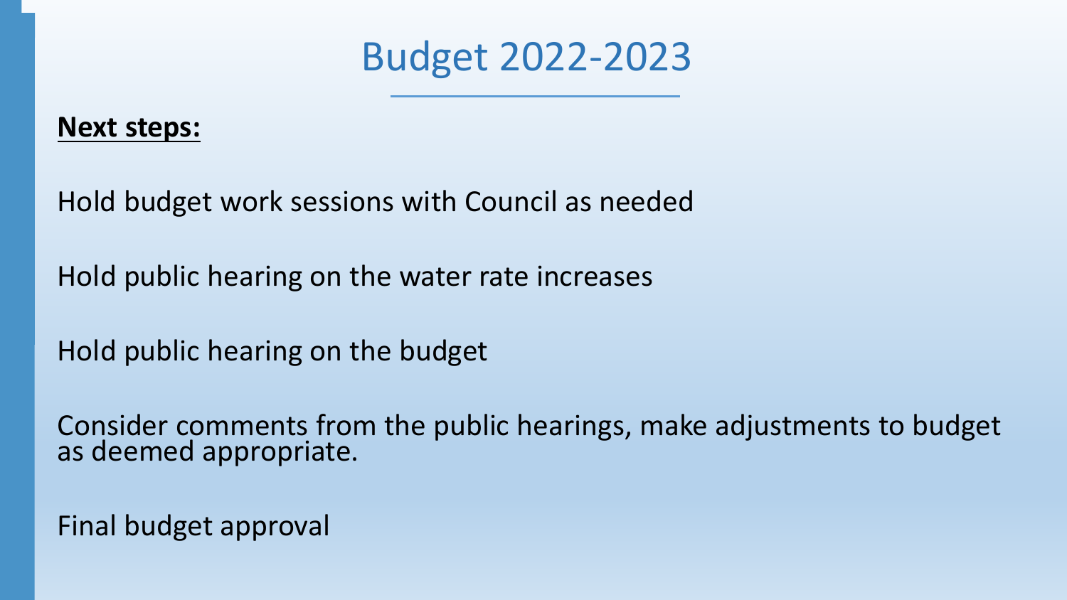# Budget 2022-2023

**Next steps:**

Hold budget work sessions with Council as needed

Hold public hearing on the water rate increases

Hold public hearing on the budget

Consider comments from the public hearings, make adjustments to budget as deemed appropriate.

Final budget approval